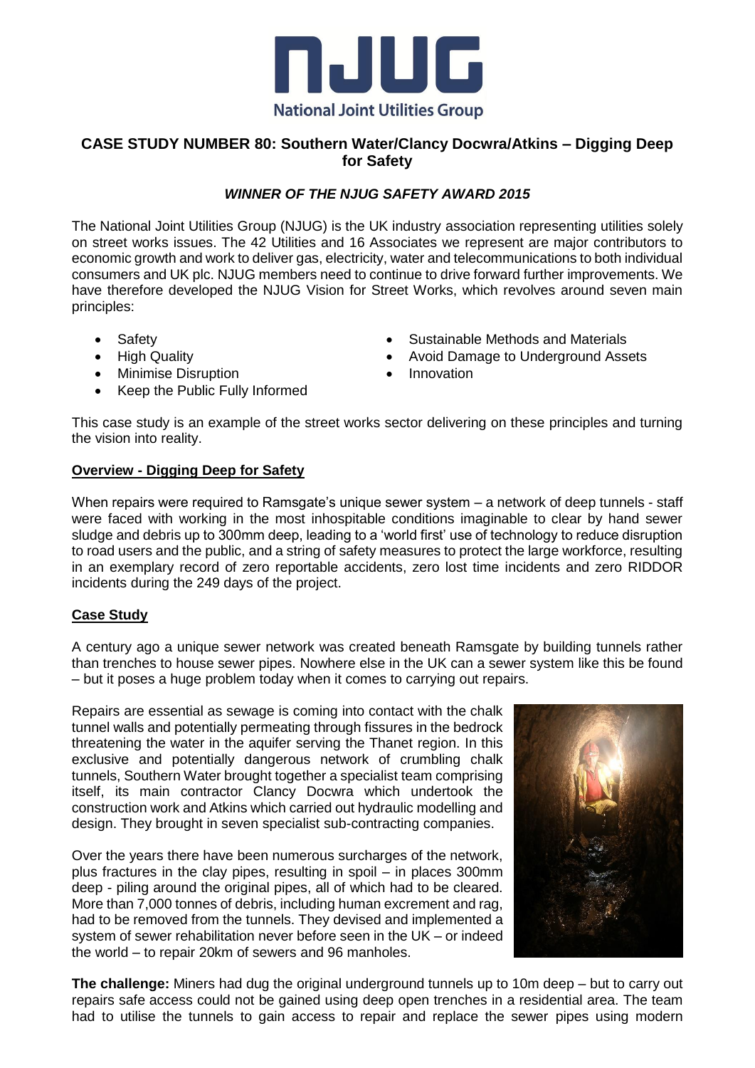**National Joint Utilities Group**

## CASE STUDY NUMBER 80: Southern Water/Clancy Docwra/Atkins – Digging Deep for Safety

***WINNER OF THE NJUG SAFETY AWARD 2015***

The National Joint Utilities Group (NJUG) is the UK industry association representing utilities solely on street works issues. The 42 Utilities and 16 Associates we represent are major contributors to economic growth and work to deliver gas, electricity, water and telecommunications to both individual consumers and UK plc. NJUG members need to continue to drive forward further improvements. We have therefore developed the NJUG Vision for Street Works, which revolves around seven main principles:

- Safety
- High Quality
- Minimise Disruption
- Keep the Public Fully Informed
- Sustainable Methods and Materials
- Avoid Damage to Underground Assets
- Innovation

This case study is an example of the street works sector delivering on these principles and turning the vision into reality.

### Overview - Digging Deep for Safety

When repairs were required to Ramsgate's unique sewer system – a network of deep tunnels - staff were faced with working in the most inhospitable conditions imaginable to clear by hand sewer sludge and debris up to 300mm deep, leading to a 'world first' use of technology to reduce disruption to road users and the public, and a string of safety measures to protect the large workforce, resulting in an exemplary record of zero reportable accidents, zero lost time incidents and zero RIDDOR incidents during the 249 days of the project.

### Case Study

A century ago a unique sewer network was created beneath Ramsgate by building tunnels rather than trenches to house sewer pipes. Nowhere else in the UK can a sewer system like this be found – but it poses a huge problem today when it comes to carrying out repairs.

Repairs are essential as sewage is coming into contact with the chalk tunnel walls and potentially permeating through fissures in the bedrock threatening the water in the aquifer serving the Thanet region. In this exclusive and potentially dangerous network of crumbling chalk tunnels, Southern Water brought together a specialist team comprising itself, its main contractor Clancy Docwra which undertook the construction work and Atkins which carried out hydraulic modelling and design. They brought in seven specialist sub-contracting companies.

Over the years there have been numerous surcharges of the network, plus fractures in the clay pipes, resulting in spoil – in places 300mm deep - piling around the original pipes, all of which had to be cleared. More than 7,000 tonnes of debris, including human excrement and rag, had to be removed from the tunnels. They devised and implemented a system of sewer rehabilitation never before seen in the UK – or indeed the world – to repair 20km of sewers and 96 manholes.

**The challenge:** Miners had dug the original underground tunnels up to 10m deep – but to carry out repairs safe access could not be gained using deep open trenches in a residential area. The team had to utilise the tunnels to gain access to repair and replace the sewer pipes using modern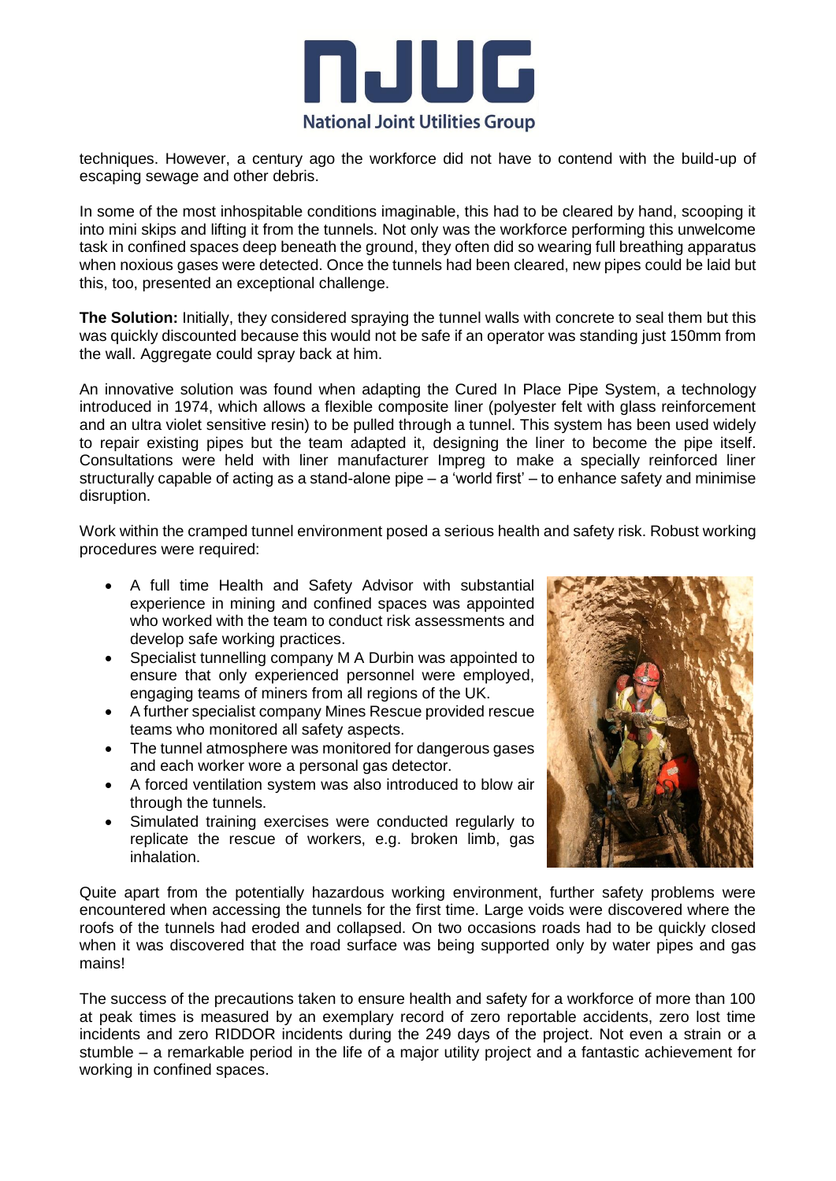techniques. However, a century ago the workforce did not have to contend with the build-up of escaping sewage and other debris.

In some of the most inhospitable conditions imaginable, this had to be cleared by hand, scooping it into mini skips and lifting it from the tunnels. Not only was the workforce performing this unwelcome task in confined spaces deep beneath the ground, they often did so wearing full breathing apparatus when noxious gases were detected. Once the tunnels had been cleared, new pipes could be laid but this, too, presented an exceptional challenge.

**The Solution:** Initially, they considered spraying the tunnel walls with concrete to seal them but this was quickly discounted because this would not be safe if an operator was standing just 150mm from the wall. Aggregate could spray back at him.

An innovative solution was found when adapting the Cured In Place Pipe System, a technology introduced in 1974, which allows a flexible composite liner (polyester felt with glass reinforcement and an ultra violet sensitive resin) to be pulled through a tunnel. This system has been used widely to repair existing pipes but the team adapted it, designing the liner to become the pipe itself. Consultations were held with liner manufacturer Impreg to make a specially reinforced liner structurally capable of acting as a stand-alone pipe – a 'world first' – to enhance safety and minimise disruption.

Work within the cramped tunnel environment posed a serious health and safety risk. Robust working procedures were required:

- A full time Health and Safety Advisor with substantial experience in mining and confined spaces was appointed who worked with the team to conduct risk assessments and develop safe working practices.
- Specialist tunnelling company M A Durbin was appointed to ensure that only experienced personnel were employed, engaging teams of miners from all regions of the UK.
- A further specialist company Mines Rescue provided rescue teams who monitored all safety aspects.
- The tunnel atmosphere was monitored for dangerous gases and each worker wore a personal gas detector.
- A forced ventilation system was also introduced to blow air through the tunnels.
- Simulated training exercises were conducted regularly to replicate the rescue of workers, e.g. broken limb, gas inhalation.

Quite apart from the potentially hazardous working environment, further safety problems were encountered when accessing the tunnels for the first time. Large voids were discovered where the roofs of the tunnels had eroded and collapsed. On two occasions roads had to be quickly closed when it was discovered that the road surface was being supported only by water pipes and gas mains!

The success of the precautions taken to ensure health and safety for a workforce of more than 100 at peak times is measured by an exemplary record of zero reportable accidents, zero lost time incidents and zero RIDDOR incidents during the 249 days of the project. Not even a strain or a stumble – a remarkable period in the life of a major utility project and a fantastic achievement for working in confined spaces.